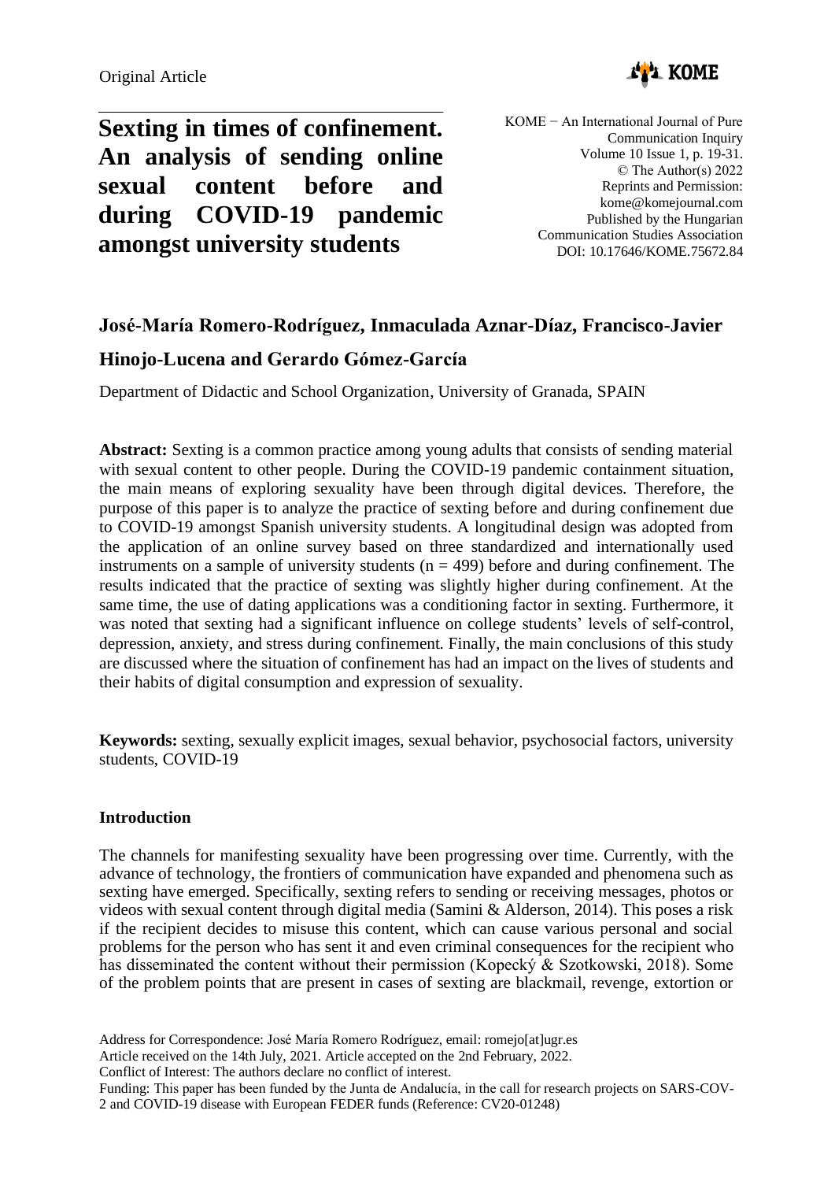Original Article

# Sexting in times of confinement. An analysis of sending online sexual content before and during COVID-19 pandemic amongst university students

KOME − An International Journal of Pure Communication Inquiry
Volume 10 Issue 1, p. 19-31.
© The Author(s) 2022
Reprints and Permission: kome@komejournal.com
Published by the Hungarian Communication Studies Association
DOI: 10.17646/KOME.75672.84

## José-María Romero-Rodríguez, Inmaculada Aznar-Díaz, Francisco-Javier Hinojo-Lucena and Gerardo Gómez-García

Department of Didactic and School Organization, University of Granada, SPAIN

**Abstract:** Sexting is a common practice among young adults that consists of sending material with sexual content to other people. During the COVID-19 pandemic containment situation, the main means of exploring sexuality have been through digital devices. Therefore, the purpose of this paper is to analyze the practice of sexting before and during confinement due to COVID-19 amongst Spanish university students. A longitudinal design was adopted from the application of an online survey based on three standardized and internationally used instruments on a sample of university students ($n = 499$) before and during confinement. The results indicated that the practice of sexting was slightly higher during confinement. At the same time, the use of dating applications was a conditioning factor in sexting. Furthermore, it was noted that sexting had a significant influence on college students' levels of self-control, depression, anxiety, and stress during confinement. Finally, the main conclusions of this study are discussed where the situation of confinement has had an impact on the lives of students and their habits of digital consumption and expression of sexuality.

**Keywords:** sexting, sexually explicit images, sexual behavior, psychosocial factors, university students, COVID-19

### Introduction

The channels for manifesting sexuality have been progressing over time. Currently, with the advance of technology, the frontiers of communication have expanded and phenomena such as sexting have emerged. Specifically, sexting refers to sending or receiving messages, photos or videos with sexual content through digital media (Samini & Alderson, 2014). This poses a risk if the recipient decides to misuse this content, which can cause various personal and social problems for the person who has sent it and even criminal consequences for the recipient who has disseminated the content without their permission (Kopecký & Szotkowski, 2018). Some of the problem points that are present in cases of sexting are blackmail, revenge, extortion or

Address for Correspondence: José María Romero Rodríguez, email: romejo[at]ugr.es
Article received on the 14th July, 2021. Article accepted on the 2nd February, 2022.
Conflict of Interest: The authors declare no conflict of interest.
Funding: This paper has been funded by the Junta de Andalucía, in the call for research projects on SARS-COV-2 and COVID-19 disease with European FEDER funds (Reference: CV20-01248)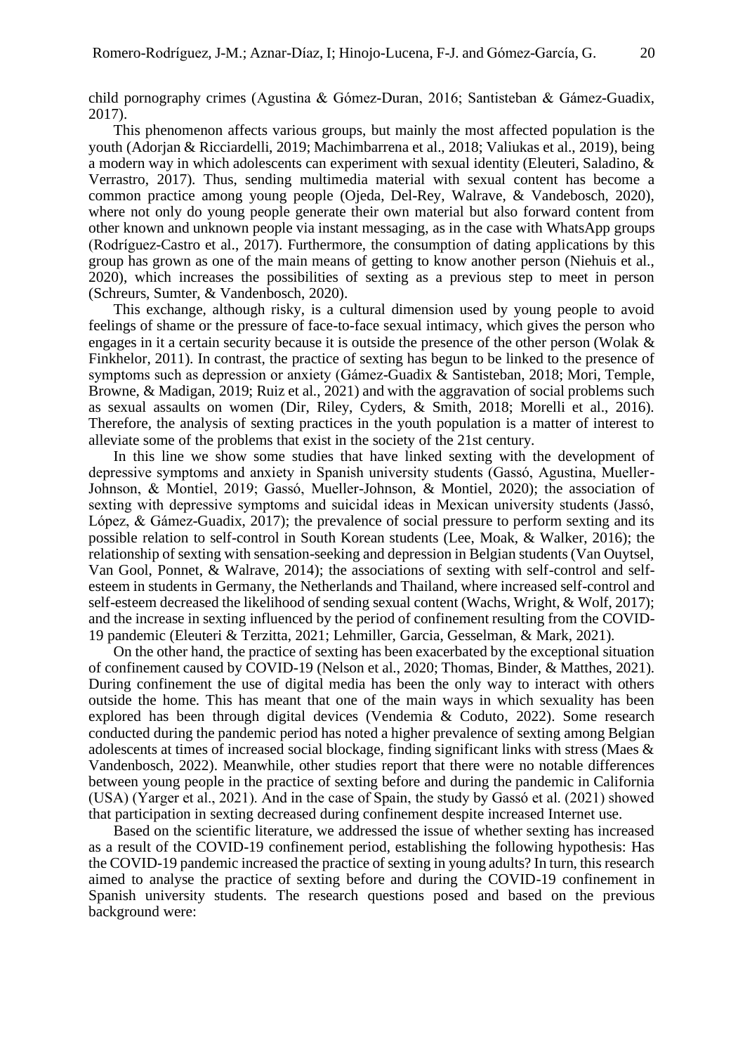child pornography crimes (Agustina & Gómez-Duran, 2016; Santisteban & Gámez-Guadix, 2017).

This phenomenon affects various groups, but mainly the most affected population is the youth (Adorjan & Ricciardelli, 2019; Machimbarrena et al., 2018; Valiukas et al., 2019), being a modern way in which adolescents can experiment with sexual identity (Eleuteri, Saladino, & Verrastro, 2017). Thus, sending multimedia material with sexual content has become a common practice among young people (Ojeda, Del-Rey, Walrave, & Vandebosch, 2020), where not only do young people generate their own material but also forward content from other known and unknown people via instant messaging, as in the case with WhatsApp groups (Rodríguez-Castro et al., 2017). Furthermore, the consumption of dating applications by this group has grown as one of the main means of getting to know another person (Niehuis et al., 2020), which increases the possibilities of sexting as a previous step to meet in person (Schreurs, Sumter, & Vandenbosch, 2020).

This exchange, although risky, is a cultural dimension used by young people to avoid feelings of shame or the pressure of face-to-face sexual intimacy, which gives the person who engages in it a certain security because it is outside the presence of the other person (Wolak & Finkhelor, 2011). In contrast, the practice of sexting has begun to be linked to the presence of symptoms such as depression or anxiety (Gámez-Guadix & Santisteban, 2018; Mori, Temple, Browne, & Madigan, 2019; Ruiz et al., 2021) and with the aggravation of social problems such as sexual assaults on women (Dir, Riley, Cyders, & Smith, 2018; Morelli et al., 2016). Therefore, the analysis of sexting practices in the youth population is a matter of interest to alleviate some of the problems that exist in the society of the 21st century.

In this line we show some studies that have linked sexting with the development of depressive symptoms and anxiety in Spanish university students (Gassó, Agustina, Mueller-Johnson, & Montiel, 2019; Gassó, Mueller-Johnson, & Montiel, 2020); the association of sexting with depressive symptoms and suicidal ideas in Mexican university students (Jassó, López, & Gámez-Guadix, 2017); the prevalence of social pressure to perform sexting and its possible relation to self-control in South Korean students (Lee, Moak, & Walker, 2016); the relationship of sexting with sensation-seeking and depression in Belgian students (Van Ouytsel, Van Gool, Ponnet, & Walrave, 2014); the associations of sexting with self-control and self-esteem in students in Germany, the Netherlands and Thailand, where increased self-control and self-esteem decreased the likelihood of sending sexual content (Wachs, Wright, & Wolf, 2017); and the increase in sexting influenced by the period of confinement resulting from the COVID-19 pandemic (Eleuteri & Terzitta, 2021; Lehmiller, Garcia, Gesselman, & Mark, 2021).

On the other hand, the practice of sexting has been exacerbated by the exceptional situation of confinement caused by COVID-19 (Nelson et al., 2020; Thomas, Binder, & Matthes, 2021). During confinement the use of digital media has been the only way to interact with others outside the home. This has meant that one of the main ways in which sexuality has been explored has been through digital devices (Vendemia & Coduto, 2022). Some research conducted during the pandemic period has noted a higher prevalence of sexting among Belgian adolescents at times of increased social blockage, finding significant links with stress (Maes & Vandenbosch, 2022). Meanwhile, other studies report that there were no notable differences between young people in the practice of sexting before and during the pandemic in California (USA) (Yarger et al., 2021). And in the case of Spain, the study by Gassó et al. (2021) showed that participation in sexting decreased during confinement despite increased Internet use.

Based on the scientific literature, we addressed the issue of whether sexting has increased as a result of the COVID-19 confinement period, establishing the following hypothesis: Has the COVID-19 pandemic increased the practice of sexting in young adults? In turn, this research aimed to analyse the practice of sexting before and during the COVID-19 confinement in Spanish university students. The research questions posed and based on the previous background were: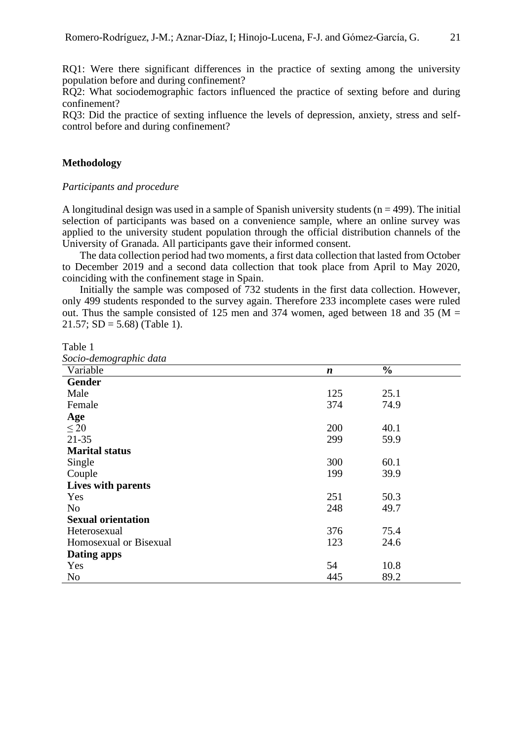RQ1: Were there significant differences in the practice of sexting among the university population before and during confinement?
RQ2: What sociodemographic factors influenced the practice of sexting before and during confinement?
RQ3: Did the practice of sexting influence the levels of depression, anxiety, stress and self-control before and during confinement?

## Methodology

### *Participants and procedure*

A longitudinal design was used in a sample of Spanish university students (n = 499). The initial selection of participants was based on a convenience sample, where an online survey was applied to the university student population through the official distribution channels of the University of Granada. All participants gave their informed consent.

The data collection period had two moments, a first data collection that lasted from October to December 2019 and a second data collection that took place from April to May 2020, coinciding with the confinement stage in Spain.

Initially the sample was composed of 732 students in the first data collection. However, only 499 students responded to the survey again. Therefore 233 incomplete cases were ruled out. Thus the sample consisted of 125 men and 374 women, aged between 18 and 35 (M = 21.57; SD = 5.68) (Table 1).

Table 1
*Socio-demographic data*

| Variable | *n* | % |
|---|---|---|
| **Gender** | | |
| Male | 125 | 25.1 |
| Female | 374 | 74.9 |
| **Age** | | |
| ≤ 20 | 200 | 40.1 |
| 21-35 | 299 | 59.9 |
| **Marital status** | | |
| Single | 300 | 60.1 |
| Couple | 199 | 39.9 |
| **Lives with parents** | | |
| Yes | 251 | 50.3 |
| No | 248 | 49.7 |
| **Sexual orientation** | | |
| Heterosexual | 376 | 75.4 |
| Homosexual or Bisexual | 123 | 24.6 |
| **Dating apps** | | |
| Yes | 54 | 10.8 |
| No | 445 | 89.2 |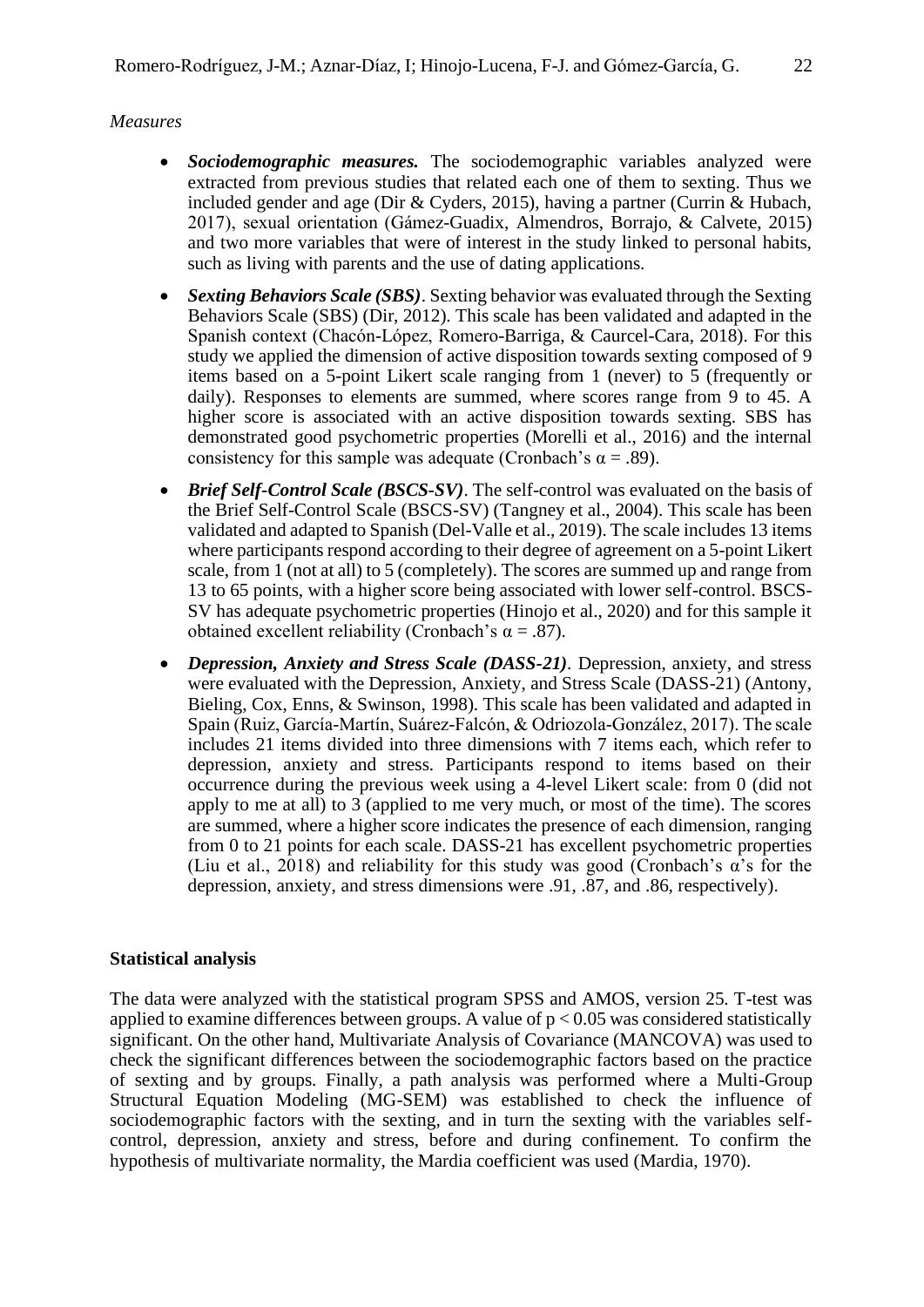*Measures*

- ***Sociodemographic measures.*** The sociodemographic variables analyzed were extracted from previous studies that related each one of them to sexting. Thus we included gender and age (Dir & Cyders, 2015), having a partner (Currin & Hubach, 2017), sexual orientation (Gámez-Guadix, Almendros, Borrajo, & Calvete, 2015) and two more variables that were of interest in the study linked to personal habits, such as living with parents and the use of dating applications.
- ***Sexting Behaviors Scale (SBS)***. Sexting behavior was evaluated through the Sexting Behaviors Scale (SBS) (Dir, 2012). This scale has been validated and adapted in the Spanish context (Chacón-López, Romero-Barriga, & Caurcel-Cara, 2018). For this study we applied the dimension of active disposition towards sexting composed of 9 items based on a 5-point Likert scale ranging from 1 (never) to 5 (frequently or daily). Responses to elements are summed, where scores range from 9 to 45. A higher score is associated with an active disposition towards sexting. SBS has demonstrated good psychometric properties (Morelli et al., 2016) and the internal consistency for this sample was adequate (Cronbach's $\alpha = .89$).
- ***Brief Self-Control Scale (BSCS-SV)***. The self-control was evaluated on the basis of the Brief Self-Control Scale (BSCS-SV) (Tangney et al., 2004). This scale has been validated and adapted to Spanish (Del-Valle et al., 2019). The scale includes 13 items where participants respond according to their degree of agreement on a 5-point Likert scale, from 1 (not at all) to 5 (completely). The scores are summed up and range from 13 to 65 points, with a higher score being associated with lower self-control. BSCS-SV has adequate psychometric properties (Hinojo et al., 2020) and for this sample it obtained excellent reliability (Cronbach's $\alpha = .87$).
- ***Depression, Anxiety and Stress Scale (DASS-21)***. Depression, anxiety, and stress were evaluated with the Depression, Anxiety, and Stress Scale (DASS-21) (Antony, Bieling, Cox, Enns, & Swinson, 1998). This scale has been validated and adapted in Spain (Ruiz, García-Martín, Suárez-Falcón, & Odriozola-González, 2017). The scale includes 21 items divided into three dimensions with 7 items each, which refer to depression, anxiety and stress. Participants respond to items based on their occurrence during the previous week using a 4-level Likert scale: from 0 (did not apply to me at all) to 3 (applied to me very much, or most of the time). The scores are summed, where a higher score indicates the presence of each dimension, ranging from 0 to 21 points for each scale. DASS-21 has excellent psychometric properties (Liu et al., 2018) and reliability for this study was good (Cronbach's $\alpha$'s for the depression, anxiety, and stress dimensions were .91, .87, and .86, respectively).

**Statistical analysis**

The data were analyzed with the statistical program SPSS and AMOS, version 25. T-test was applied to examine differences between groups. A value of $p < 0.05$ was considered statistically significant. On the other hand, Multivariate Analysis of Covariance (MANCOVA) was used to check the significant differences between the sociodemographic factors based on the practice of sexting and by groups. Finally, a path analysis was performed where a Multi-Group Structural Equation Modeling (MG-SEM) was established to check the influence of sociodemographic factors with the sexting, and in turn the sexting with the variables self-control, depression, anxiety and stress, before and during confinement. To confirm the hypothesis of multivariate normality, the Mardia coefficient was used (Mardia, 1970).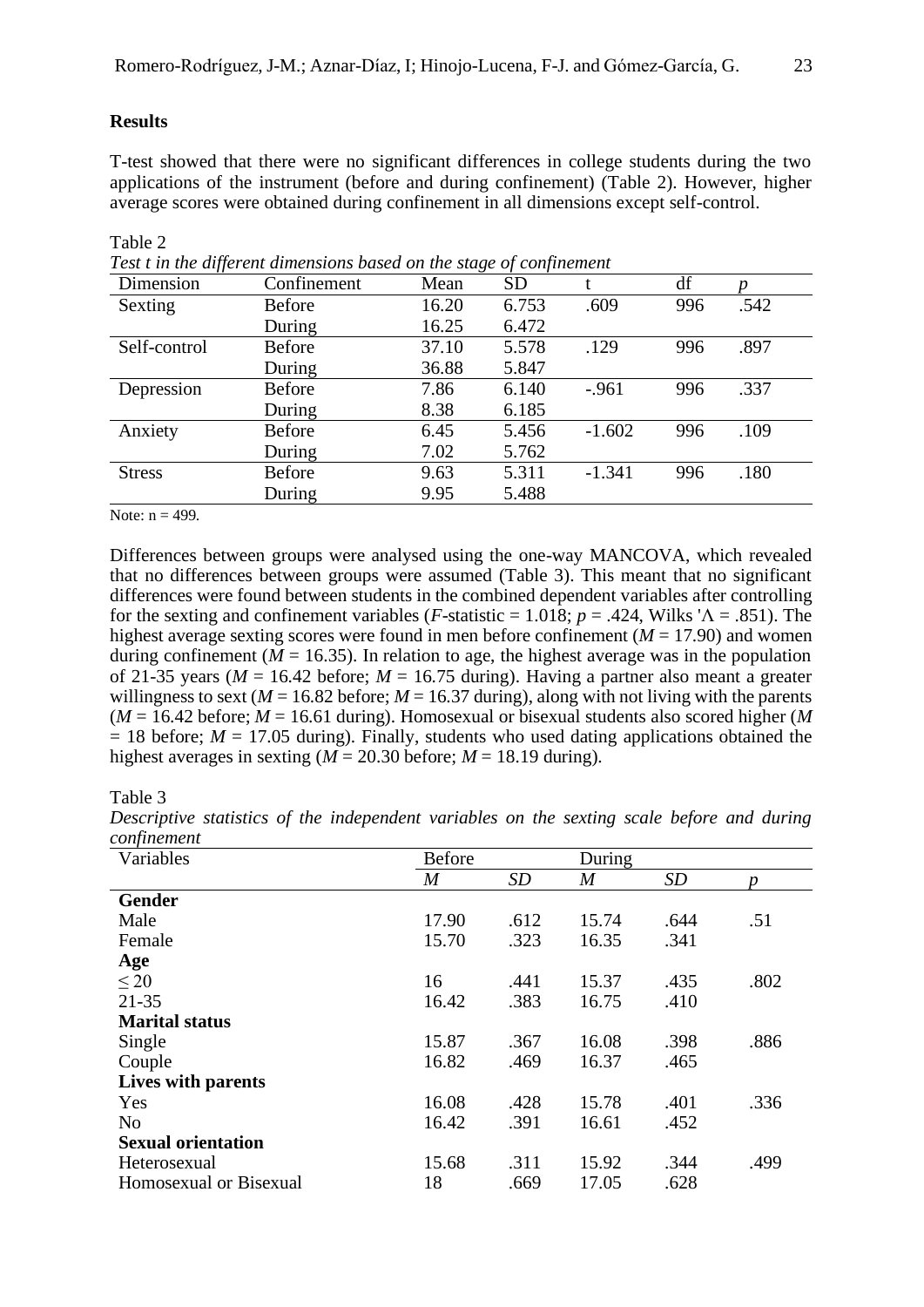## Results

T-test showed that there were no significant differences in college students during the two applications of the instrument (before and during confinement) (Table 2). However, higher average scores were obtained during confinement in all dimensions except self-control.

Table 2

*Test t in the different dimensions based on the stage of confinement*

| Dimension | Confinement | Mean | SD | t | df | *p* |
|---|---|---|---|---|---|---|
| Sexting | Before | 16.20 | 6.753 | .609 | 996 | .542 |
| | During | 16.25 | 6.472 | | | |
| Self-control | Before | 37.10 | 5.578 | .129 | 996 | .897 |
| | During | 36.88 | 5.847 | | | |
| Depression | Before | 7.86 | 6.140 | -.961 | 996 | .337 |
| | During | 8.38 | 6.185 | | | |
| Anxiety | Before | 6.45 | 5.456 | -1.602 | 996 | .109 |
| | During | 7.02 | 5.762 | | | |
| Stress | Before | 9.63 | 5.311 | -1.341 | 996 | .180 |
| | During | 9.95 | 5.488 | | | |

Note: n = 499.

Differences between groups were analysed using the one-way MANCOVA, which revealed that no differences between groups were assumed (Table 3). This meant that no significant differences were found between students in the combined dependent variables after controlling for the sexting and confinement variables (*F*-statistic = 1.018; *p* = .424, Wilks '$\Lambda$ = .851). The highest average sexting scores were found in men before confinement (*M* = 17.90) and women during confinement (*M* = 16.35). In relation to age, the highest average was in the population of 21-35 years (*M* = 16.42 before; *M* = 16.75 during). Having a partner also meant a greater willingness to sext (*M* = 16.82 before; *M* = 16.37 during), along with not living with the parents (*M* = 16.42 before; *M* = 16.61 during). Homosexual or bisexual students also scored higher (*M* = 18 before; *M* = 17.05 during). Finally, students who used dating applications obtained the highest averages in sexting (*M* = 20.30 before; *M* = 18.19 during).

Table 3

*Descriptive statistics of the independent variables on the sexting scale before and during confinement*

| Variables | Before | | During | | |
|---|---|---|---|---|---|
| | *M* | *SD* | *M* | *SD* | *p* |
| **Gender** | | | | | |
| Male | 17.90 | .612 | 15.74 | .644 | .51 |
| Female | 15.70 | .323 | 16.35 | .341 | |
| **Age** | | | | | |
| ≤ 20 | 16 | .441 | 15.37 | .435 | .802 |
| 21-35 | 16.42 | .383 | 16.75 | .410 | |
| **Marital status** | | | | | |
| Single | 15.87 | .367 | 16.08 | .398 | .886 |
| Couple | 16.82 | .469 | 16.37 | .465 | |
| **Lives with parents** | | | | | |
| Yes | 16.08 | .428 | 15.78 | .401 | .336 |
| No | 16.42 | .391 | 16.61 | .452 | |
| **Sexual orientation** | | | | | |
| Heterosexual | 15.68 | .311 | 15.92 | .344 | .499 |
| Homosexual or Bisexual | 18 | .669 | 17.05 | .628 | |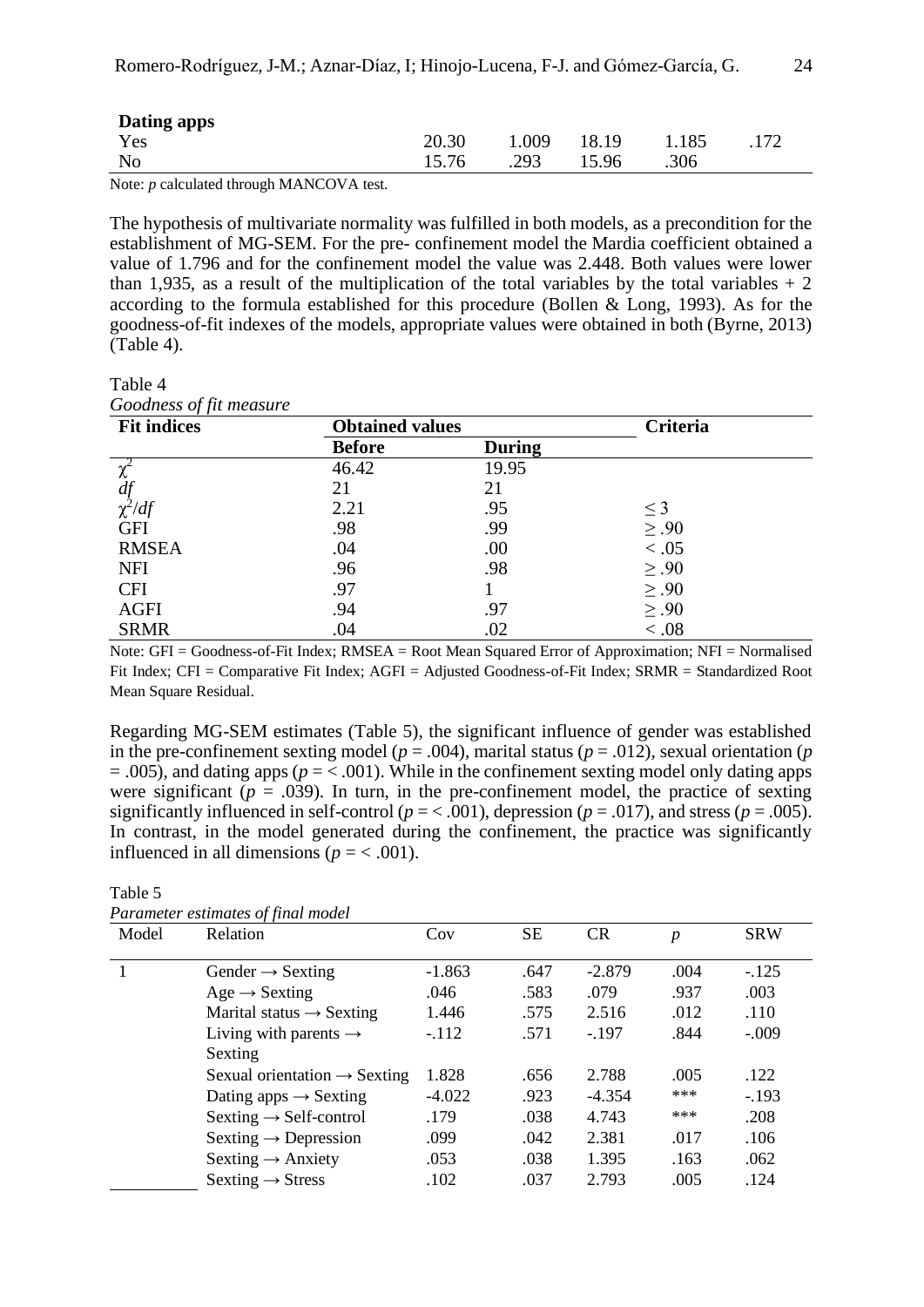| Dating apps | | | | | |
|---|---|---|---|---|---|
| Yes | 20.30 | 1.009 | 18.19 | 1.185 | .172 |
| No | 15.76 | .293 | 15.96 | .306 | |

Note: *p* calculated through MANCOVA test.

The hypothesis of multivariate normality was fulfilled in both models, as a precondition for the establishment of MG-SEM. For the pre- confinement model the Mardia coefficient obtained a value of 1.796 and for the confinement model the value was 2.448. Both values were lower than 1,935, as a result of the multiplication of the total variables by the total variables + 2 according to the formula established for this procedure (Bollen & Long, 1993). As for the goodness-of-fit indexes of the models, appropriate values were obtained in both (Byrne, 2013) (Table 4).

Table 4
*Goodness of fit measure*

| Fit indices | Obtained values | | Criteria |
|---|---|---|---|
| | Before | During | |
| $\chi^2$ | 46.42 | 19.95 | |
| *df* | 21 | 21 | |
| $\chi^2/df$ | 2.21 | .95 | ≤ 3 |
| GFI | .98 | .99 | ≥ .90 |
| RMSEA | .04 | .00 | < .05 |
| NFI | .96 | .98 | ≥ .90 |
| CFI | .97 | 1 | ≥ .90 |
| AGFI | .94 | .97 | ≥ .90 |
| SRMR | .04 | .02 | < .08 |

Note: GFI = Goodness-of-Fit Index; RMSEA = Root Mean Squared Error of Approximation; NFI = Normalised Fit Index; CFI = Comparative Fit Index; AGFI = Adjusted Goodness-of-Fit Index; SRMR = Standardized Root Mean Square Residual.

Regarding MG-SEM estimates (Table 5), the significant influence of gender was established in the pre-confinement sexting model ($p = .004$), marital status ($p = .012$), sexual orientation ($p = .005$), and dating apps ($p = < .001$). While in the confinement sexting model only dating apps were significant ($p = .039$). In turn, in the pre-confinement model, the practice of sexting significantly influenced in self-control ($p = < .001$), depression ($p = .017$), and stress ($p = .005$). In contrast, in the model generated during the confinement, the practice was significantly influenced in all dimensions ($p = < .001$).

Table 5
*Parameter estimates of final model*

| Model | Relation | Cov | SE | CR | *p* | SRW |
|---|---|---|---|---|---|---|
| 1 | Gender → Sexting | -1.863 | .647 | -2.879 | .004 | -.125 |
| | Age → Sexting | .046 | .583 | .079 | .937 | .003 |
| | Marital status → Sexting | 1.446 | .575 | 2.516 | .012 | .110 |
| | Living with parents → Sexting | -.112 | .571 | -.197 | .844 | -.009 |
| | Sexual orientation → Sexting | 1.828 | .656 | 2.788 | .005 | .122 |
| | Dating apps → Sexting | -4.022 | .923 | -4.354 | *** | -.193 |
| | Sexting → Self-control | .179 | .038 | 4.743 | *** | .208 |
| | Sexting → Depression | .099 | .042 | 2.381 | .017 | .106 |
| | Sexting → Anxiety | .053 | .038 | 1.395 | .163 | .062 |
| | Sexting → Stress | .102 | .037 | 2.793 | .005 | .124 |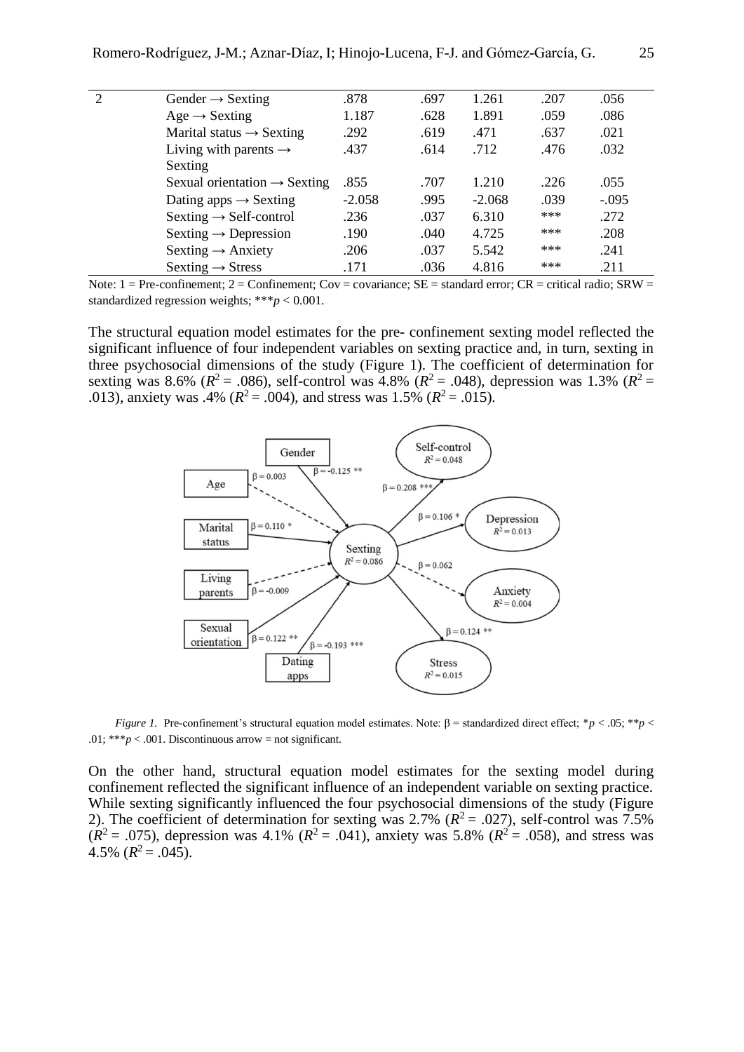| | | | | | | |
|---|---|---|---|---|---|---|
| 2 | Gender → Sexting | .878 | .697 | 1.261 | .207 | .056 |
| | Age → Sexting | 1.187 | .628 | 1.891 | .059 | .086 |
| | Marital status → Sexting | .292 | .619 | .471 | .637 | .021 |
| | Living with parents → Sexting | .437 | .614 | .712 | .476 | .032 |
| | Sexual orientation → Sexting | .855 | .707 | 1.210 | .226 | .055 |
| | Dating apps → Sexting | -2.058 | .995 | -2.068 | .039 | -.095 |
| | Sexting → Self-control | .236 | .037 | 6.310 | *** | .272 |
| | Sexting → Depression | .190 | .040 | 4.725 | *** | .208 |
| | Sexting → Anxiety | .206 | .037 | 5.542 | *** | .241 |
| | Sexting → Stress | .171 | .036 | 4.816 | *** | .211 |

Note: 1 = Pre-confinement; 2 = Confinement; Cov = covariance; SE = standard error; CR = critical radio; SRW = standardized regression weights; ***$p$ < 0.001.

The structural equation model estimates for the pre- confinement sexting model reflected the significant influence of four independent variables on sexting practice and, in turn, sexting in three psychosocial dimensions of the study (Figure 1). The coefficient of determination for sexting was 8.6% ($R^2$ = .086), self-control was 4.8% ($R^2$ = .048), depression was 1.3% ($R^2$ = .013), anxiety was .4% ($R^2$ = .004), and stress was 1.5% ($R^2$ = .015).

*Figure 1.* Pre-confinement's structural equation model estimates. Note: β = standardized direct effect; *$p$ < .05; **$p$ < .01; ***$p$ < .001. Discontinuous arrow = not significant.

On the other hand, structural equation model estimates for the sexting model during confinement reflected the significant influence of an independent variable on sexting practice. While sexting significantly influenced the four psychosocial dimensions of the study (Figure 2). The coefficient of determination for sexting was 2.7% ($R^2$ = .027), self-control was 7.5% ($R^2$ = .075), depression was 4.1% ($R^2$ = .041), anxiety was 5.8% ($R^2$ = .058), and stress was 4.5% ($R^2$ = .045).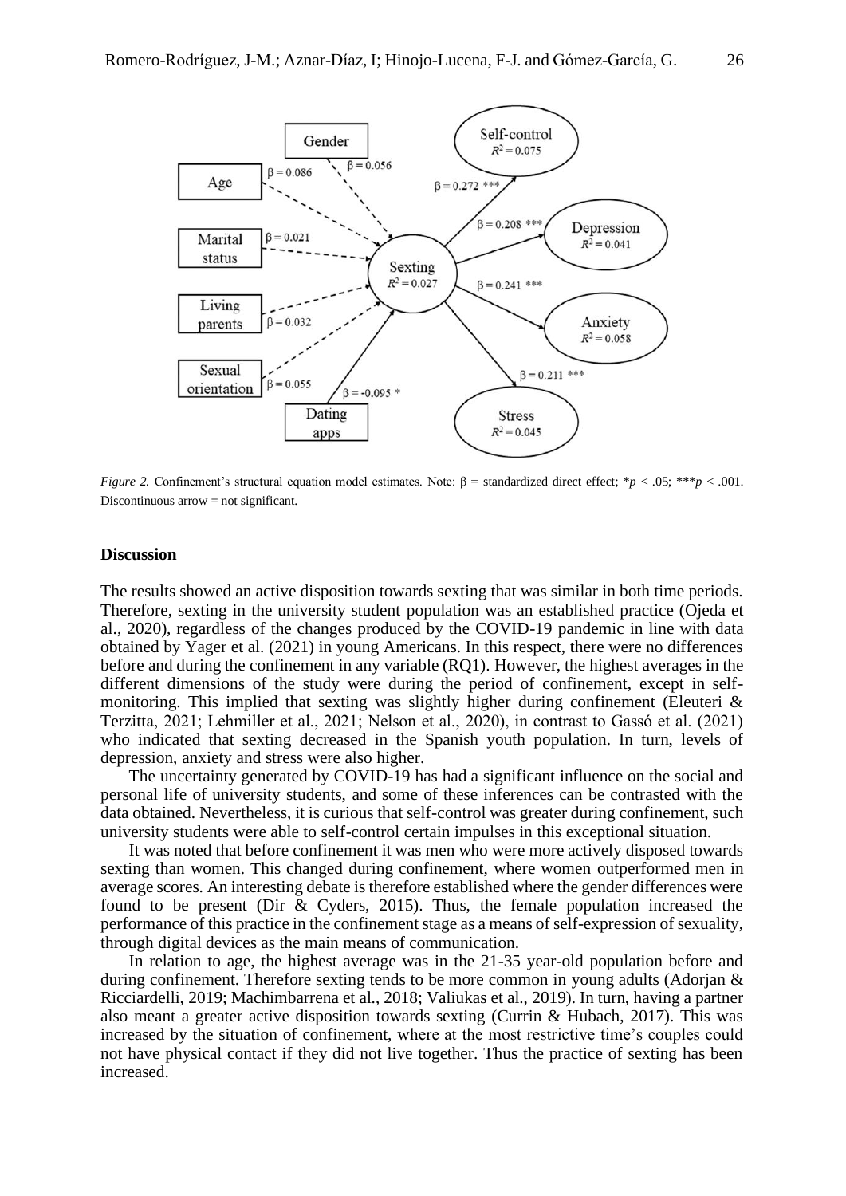*Figure 2.* Confinement's structural equation model estimates. Note: β = standardized direct effect; \*$p < .05$; \*\*\*$p < .001$. Discontinuous arrow = not significant.

## Discussion

The results showed an active disposition towards sexting that was similar in both time periods. Therefore, sexting in the university student population was an established practice (Ojeda et al., 2020), regardless of the changes produced by the COVID-19 pandemic in line with data obtained by Yager et al. (2021) in young Americans. In this respect, there were no differences before and during the confinement in any variable (RQ1). However, the highest averages in the different dimensions of the study were during the period of confinement, except in self-monitoring. This implied that sexting was slightly higher during confinement (Eleuteri & Terzitta, 2021; Lehmiller et al., 2021; Nelson et al., 2020), in contrast to Gassó et al. (2021) who indicated that sexting decreased in the Spanish youth population. In turn, levels of depression, anxiety and stress were also higher.

The uncertainty generated by COVID-19 has had a significant influence on the social and personal life of university students, and some of these inferences can be contrasted with the data obtained. Nevertheless, it is curious that self-control was greater during confinement, such university students were able to self-control certain impulses in this exceptional situation.

It was noted that before confinement it was men who were more actively disposed towards sexting than women. This changed during confinement, where women outperformed men in average scores. An interesting debate is therefore established where the gender differences were found to be present (Dir & Cyders, 2015). Thus, the female population increased the performance of this practice in the confinement stage as a means of self-expression of sexuality, through digital devices as the main means of communication.

In relation to age, the highest average was in the 21-35 year-old population before and during confinement. Therefore sexting tends to be more common in young adults (Adorjan & Ricciardelli, 2019; Machimbarrena et al., 2018; Valiukas et al., 2019). In turn, having a partner also meant a greater active disposition towards sexting (Currin & Hubach, 2017). This was increased by the situation of confinement, where at the most restrictive time's couples could not have physical contact if they did not live together. Thus the practice of sexting has been increased.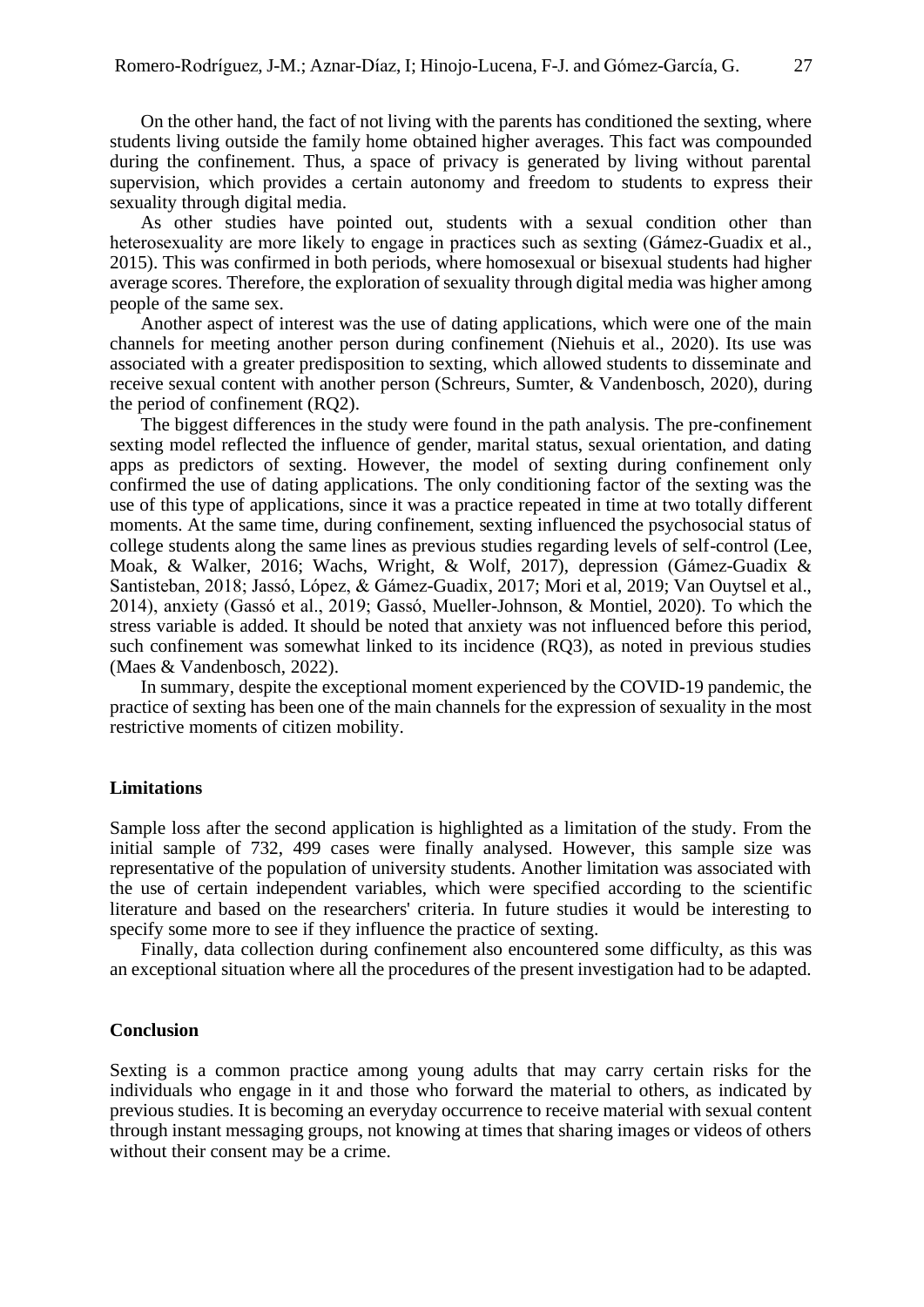On the other hand, the fact of not living with the parents has conditioned the sexting, where students living outside the family home obtained higher averages. This fact was compounded during the confinement. Thus, a space of privacy is generated by living without parental supervision, which provides a certain autonomy and freedom to students to express their sexuality through digital media.

As other studies have pointed out, students with a sexual condition other than heterosexuality are more likely to engage in practices such as sexting (Gámez-Guadix et al., 2015). This was confirmed in both periods, where homosexual or bisexual students had higher average scores. Therefore, the exploration of sexuality through digital media was higher among people of the same sex.

Another aspect of interest was the use of dating applications, which were one of the main channels for meeting another person during confinement (Niehuis et al., 2020). Its use was associated with a greater predisposition to sexting, which allowed students to disseminate and receive sexual content with another person (Schreurs, Sumter, & Vandenbosch, 2020), during the period of confinement (RQ2).

The biggest differences in the study were found in the path analysis. The pre-confinement sexting model reflected the influence of gender, marital status, sexual orientation, and dating apps as predictors of sexting. However, the model of sexting during confinement only confirmed the use of dating applications. The only conditioning factor of the sexting was the use of this type of applications, since it was a practice repeated in time at two totally different moments. At the same time, during confinement, sexting influenced the psychosocial status of college students along the same lines as previous studies regarding levels of self-control (Lee, Moak, & Walker, 2016; Wachs, Wright, & Wolf, 2017), depression (Gámez-Guadix & Santisteban, 2018; Jassó, López, & Gámez-Guadix, 2017; Mori et al, 2019; Van Ouytsel et al., 2014), anxiety (Gassó et al., 2019; Gassó, Mueller-Johnson, & Montiel, 2020). To which the stress variable is added. It should be noted that anxiety was not influenced before this period, such confinement was somewhat linked to its incidence (RQ3), as noted in previous studies (Maes & Vandenbosch, 2022).

In summary, despite the exceptional moment experienced by the COVID-19 pandemic, the practice of sexting has been one of the main channels for the expression of sexuality in the most restrictive moments of citizen mobility.

## Limitations

Sample loss after the second application is highlighted as a limitation of the study. From the initial sample of 732, 499 cases were finally analysed. However, this sample size was representative of the population of university students. Another limitation was associated with the use of certain independent variables, which were specified according to the scientific literature and based on the researchers' criteria. In future studies it would be interesting to specify some more to see if they influence the practice of sexting.

Finally, data collection during confinement also encountered some difficulty, as this was an exceptional situation where all the procedures of the present investigation had to be adapted.

## Conclusion

Sexting is a common practice among young adults that may carry certain risks for the individuals who engage in it and those who forward the material to others, as indicated by previous studies. It is becoming an everyday occurrence to receive material with sexual content through instant messaging groups, not knowing at times that sharing images or videos of others without their consent may be a crime.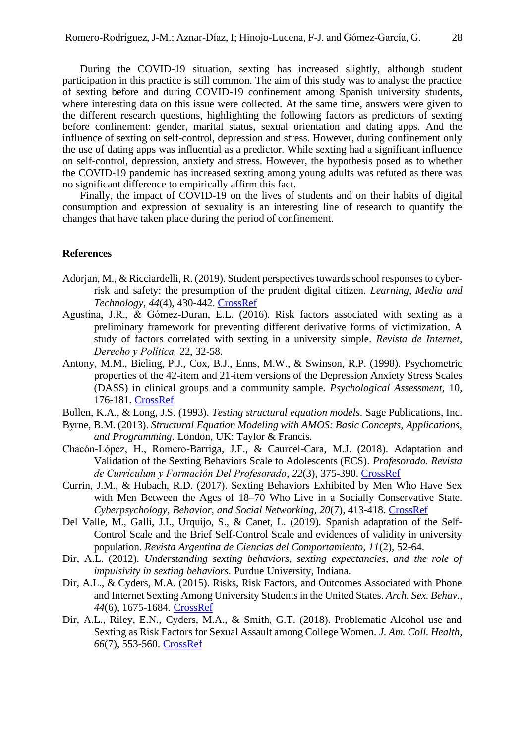During the COVID-19 situation, sexting has increased slightly, although student participation in this practice is still common. The aim of this study was to analyse the practice of sexting before and during COVID-19 confinement among Spanish university students, where interesting data on this issue were collected. At the same time, answers were given to the different research questions, highlighting the following factors as predictors of sexting before confinement: gender, marital status, sexual orientation and dating apps. And the influence of sexting on self-control, depression and stress. However, during confinement only the use of dating apps was influential as a predictor. While sexting had a significant influence on self-control, depression, anxiety and stress. However, the hypothesis posed as to whether the COVID-19 pandemic has increased sexting among young adults was refuted as there was no significant difference to empirically affirm this fact.

Finally, the impact of COVID-19 on the lives of students and on their habits of digital consumption and expression of sexuality is an interesting line of research to quantify the changes that have taken place during the period of confinement.

## References

Adorjan, M., & Ricciardelli, R. (2019). Student perspectives towards school responses to cyber-risk and safety: the presumption of the prudent digital citizen. *Learning, Media and Technology*, *44*(4), 430-442. CrossRef

Agustina, J.R., & Gómez-Duran, E.L. (2016). Risk factors associated with sexting as a preliminary framework for preventing different derivative forms of victimization. A study of factors correlated with sexting in a university simple. *Revista de Internet, Derecho y Política,* 22, 32-58.

Antony, M.M., Bieling, P.J., Cox, B.J., Enns, M.W., & Swinson, R.P. (1998). Psychometric properties of the 42-item and 21-item versions of the Depression Anxiety Stress Scales (DASS) in clinical groups and a community sample. *Psychological Assessment*, 10, 176-181. CrossRef

Bollen, K.A., & Long, J.S. (1993). *Testing structural equation models*. Sage Publications, Inc.

Byrne, B.M. (2013). *Structural Equation Modeling with AMOS: Basic Concepts, Applications, and Programming*. London, UK: Taylor & Francis.

Chacón-López, H., Romero-Barriga, J.F., & Caurcel-Cara, M.J. (2018). Adaptation and Validation of the Sexting Behaviors Scale to Adolescents (ECS). *Profesorado. Revista de Currículum y Formación Del Profesorado*, *22*(3), 375-390. CrossRef

Currin, J.M., & Hubach, R.D. (2017). Sexting Behaviors Exhibited by Men Who Have Sex with Men Between the Ages of 18–70 Who Live in a Socially Conservative State. *Cyberpsychology, Behavior, and Social Networking, 20*(7), 413-418. CrossRef

Del Valle, M., Galli, J.I., Urquijo, S., & Canet, L. (2019). Spanish adaptation of the Self-Control Scale and the Brief Self-Control Scale and evidences of validity in university population. *Revista Argentina de Ciencias del Comportamiento, 11*(2), 52-64.

Dir, A.L. (2012). *Understanding sexting behaviors, sexting expectancies, and the role of impulsivity in sexting behaviors*. Purdue University, Indiana.

Dir, A.L., & Cyders, M.A. (2015). Risks, Risk Factors, and Outcomes Associated with Phone and Internet Sexting Among University Students in the United States. *Arch. Sex. Behav.*, *44*(6), 1675-1684. CrossRef

Dir, A.L., Riley, E.N., Cyders, M.A., & Smith, G.T. (2018). Problematic Alcohol use and Sexting as Risk Factors for Sexual Assault among College Women. *J. Am. Coll. Health*, *66*(7), 553-560. CrossRef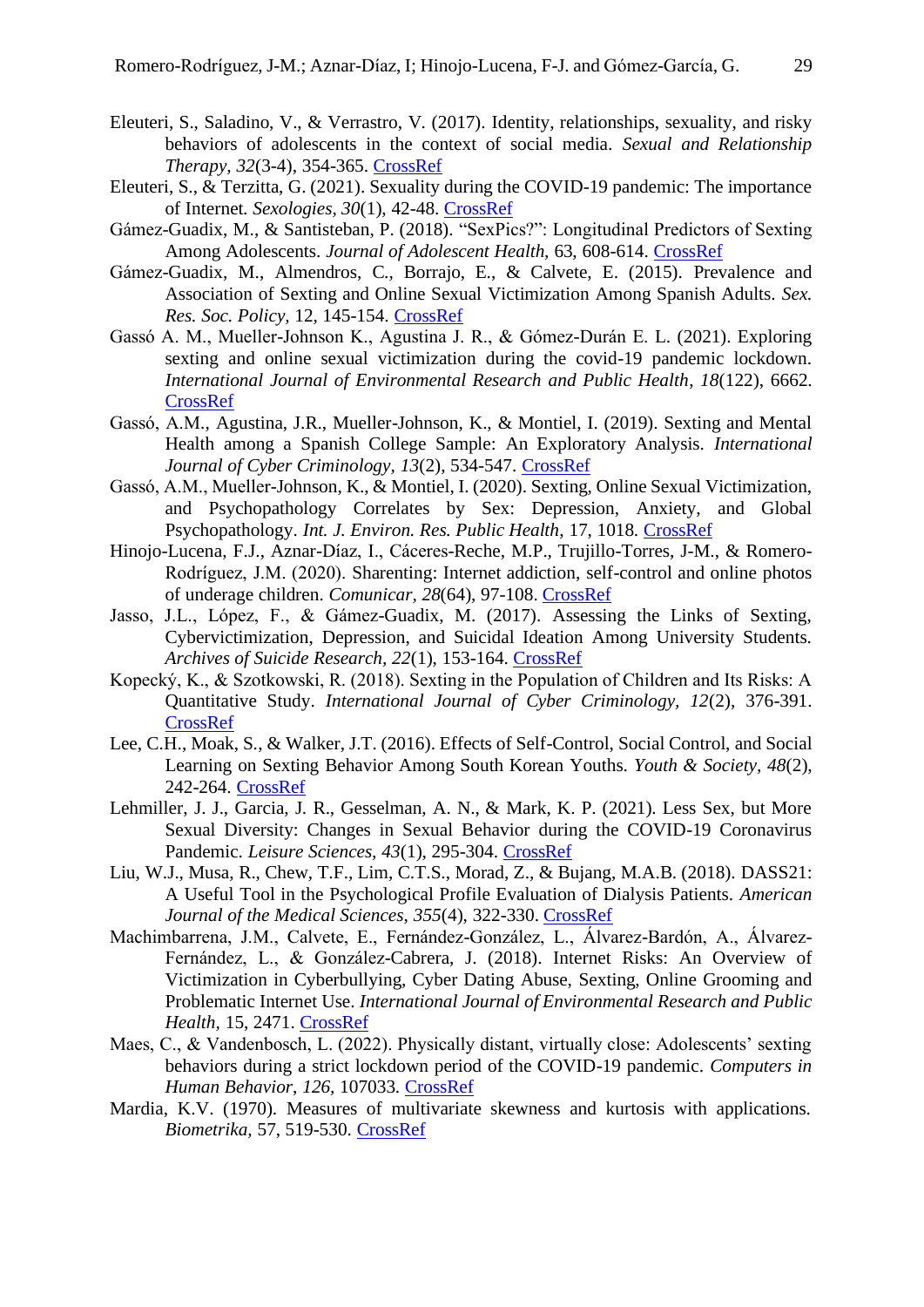Eleuteri, S., Saladino, V., & Verrastro, V. (2017). Identity, relationships, sexuality, and risky behaviors of adolescents in the context of social media. *Sexual and Relationship Therapy*, *32*(3-4), 354-365. CrossRef

Eleuteri, S., & Terzitta, G. (2021). Sexuality during the COVID-19 pandemic: The importance of Internet. *Sexologies, 30*(1), 42-48. CrossRef

Gámez-Guadix, M., & Santisteban, P. (2018). "SexPics?": Longitudinal Predictors of Sexting Among Adolescents. *Journal of Adolescent Health*, 63, 608-614. CrossRef

Gámez-Guadix, M., Almendros, C., Borrajo, E., & Calvete, E. (2015). Prevalence and Association of Sexting and Online Sexual Victimization Among Spanish Adults. *Sex. Res. Soc. Policy*, 12, 145-154. CrossRef

Gassó A. M., Mueller-Johnson K., Agustina J. R., & Gómez-Durán E. L. (2021). Exploring sexting and online sexual victimization during the covid-19 pandemic lockdown. *International Journal of Environmental Research and Public Health*, *18*(122), 6662. CrossRef

Gassó, A.M., Agustina, J.R., Mueller-Johnson, K., & Montiel, I. (2019). Sexting and Mental Health among a Spanish College Sample: An Exploratory Analysis. *International Journal of Cyber Criminology*, *13*(2), 534-547. CrossRef

Gassó, A.M., Mueller-Johnson, K., & Montiel, I. (2020). Sexting, Online Sexual Victimization, and Psychopathology Correlates by Sex: Depression, Anxiety, and Global Psychopathology. *Int. J. Environ. Res. Public Health*, 17, 1018. CrossRef

Hinojo-Lucena, F.J., Aznar-Díaz, I., Cáceres-Reche, M.P., Trujillo-Torres, J-M., & Romero-Rodríguez, J.M. (2020). Sharenting: Internet addiction, self-control and online photos of underage children. *Comunicar*, *28*(64), 97-108. CrossRef

Jasso, J.L., López, F., & Gámez-Guadix, M. (2017). Assessing the Links of Sexting, Cybervictimization, Depression, and Suicidal Ideation Among University Students. *Archives of Suicide Research, 22*(1), 153-164. CrossRef

Kopecký, K., & Szotkowski, R. (2018). Sexting in the Population of Children and Its Risks: A Quantitative Study. *International Journal of Cyber Criminology, 12*(2), 376-391. CrossRef

Lee, C.H., Moak, S., & Walker, J.T. (2016). Effects of Self-Control, Social Control, and Social Learning on Sexting Behavior Among South Korean Youths. *Youth & Society*, *48*(2), 242-264. CrossRef

Lehmiller, J. J., Garcia, J. R., Gesselman, A. N., & Mark, K. P. (2021). Less Sex, but More Sexual Diversity: Changes in Sexual Behavior during the COVID-19 Coronavirus Pandemic. *Leisure Sciences, 43*(1), 295-304. CrossRef

Liu, W.J., Musa, R., Chew, T.F., Lim, C.T.S., Morad, Z., & Bujang, M.A.B. (2018). DASS21: A Useful Tool in the Psychological Profile Evaluation of Dialysis Patients. *American Journal of the Medical Sciences*, *355*(4), 322-330. CrossRef

Machimbarrena, J.M., Calvete, E., Fernández-González, L., Álvarez-Bardón, A., Álvarez-Fernández, L., & González-Cabrera, J. (2018). Internet Risks: An Overview of Victimization in Cyberbullying, Cyber Dating Abuse, Sexting, Online Grooming and Problematic Internet Use. *International Journal of Environmental Research and Public Health*, 15, 2471. CrossRef

Maes, C., & Vandenbosch, L. (2022). Physically distant, virtually close: Adolescents' sexting behaviors during a strict lockdown period of the COVID-19 pandemic. *Computers in Human Behavior*, *126*, 107033. CrossRef

Mardia, K.V. (1970). Measures of multivariate skewness and kurtosis with applications. *Biometrika,* 57, 519-530. CrossRef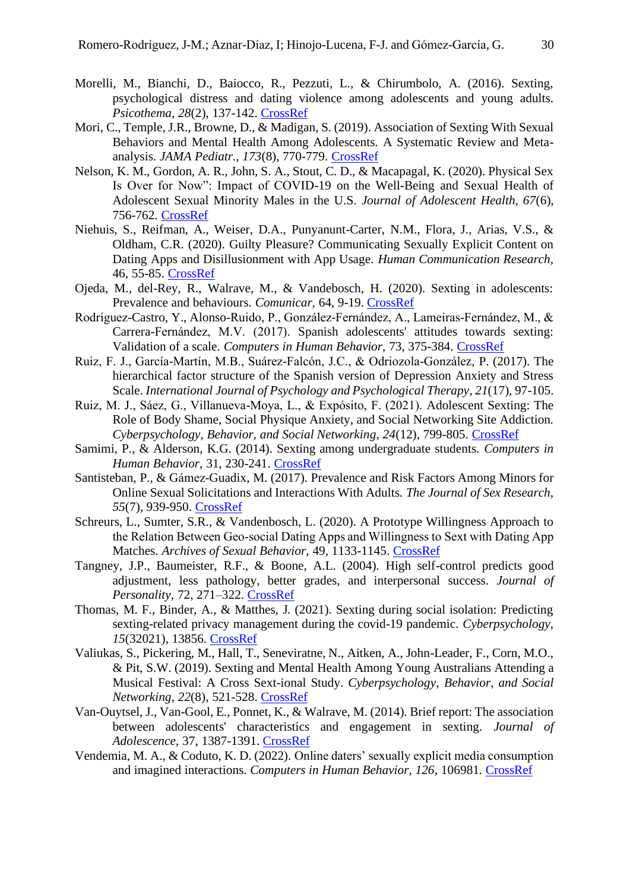Morelli, M., Bianchi, D., Baiocco, R., Pezzuti, L., & Chirumbolo, A. (2016). Sexting, psychological distress and dating violence among adolescents and young adults. *Psicothema*, *28*(2), 137-142. CrossRef

Mori, C., Temple, J.R., Browne, D., & Madigan, S. (2019). Association of Sexting With Sexual Behaviors and Mental Health Among Adolescents. A Systematic Review and Meta-analysis. *JAMA Pediatr.*, *173*(8), 770-779. CrossRef

Nelson, K. M., Gordon, A. R., John, S. A., Stout, C. D., & Macapagal, K. (2020). Physical Sex Is Over for Now": Impact of COVID-19 on the Well-Being and Sexual Health of Adolescent Sexual Minority Males in the U.S. *Journal of Adolescent Health*, *67*(6), 756-762. CrossRef

Niehuis, S., Reifman, A., Weiser, D.A., Punyanunt-Carter, N.M., Flora, J., Arias, V.S., & Oldham, C.R. (2020). Guilty Pleasure? Communicating Sexually Explicit Content on Dating Apps and Disillusionment with App Usage. *Human Communication Research*, 46, 55-85. CrossRef

Ojeda, M., del-Rey, R., Walrave, M., & Vandebosch, H. (2020). Sexting in adolescents: Prevalence and behaviours. *Comunicar*, 64, 9-19. CrossRef

Rodríguez-Castro, Y., Alonso-Ruido, P., González-Fernández, A., Lameiras-Fernández, M., & Carrera-Fernández, M.V. (2017). Spanish adolescents' attitudes towards sexting: Validation of a scale. *Computers in Human Behavior*, 73, 375-384. CrossRef

Ruiz, F. J., García-Martín, M.B., Suárez-Falcón, J.C., & Odriozola-González, P. (2017). The hierarchical factor structure of the Spanish version of Depression Anxiety and Stress Scale. *International Journal of Psychology and Psychological Therapy*, *21*(17), 97-105.

Ruiz, M. J., Sáez, G., Villanueva-Moya, L., & Expósito, F. (2021). Adolescent Sexting: The Role of Body Shame, Social Physique Anxiety, and Social Networking Site Addiction. *Cyberpsychology, Behavior, and Social Networking*, *24*(12), 799-805. CrossRef

Samimi, P., & Alderson, K.G. (2014). Sexting among undergraduate students. *Computers in Human Behavior*, 31, 230-241. CrossRef

Santisteban, P., & Gámez-Guadix, M. (2017). Prevalence and Risk Factors Among Minors for Online Sexual Solicitations and Interactions With Adults. *The Journal of Sex Research*, *55*(7), 939-950. CrossRef

Schreurs, L., Sumter, S.R., & Vandenbosch, L. (2020). A Prototype Willingness Approach to the Relation Between Geo-social Dating Apps and Willingness to Sext with Dating App Matches. *Archives of Sexual Behavior*, 49, 1133-1145. CrossRef

Tangney, J.P., Baumeister, R.F., & Boone, A.L. (2004). High self-control predicts good adjustment, less pathology, better grades, and interpersonal success. *Journal of Personality*, 72, 271–322. CrossRef

Thomas, M. F., Binder, A., & Matthes, J. (2021). Sexting during social isolation: Predicting sexting-related privacy management during the covid-19 pandemic. *Cyberpsychology*, *15*(32021), 13856. CrossRef

Valiukas, S., Pickering, M., Hall, T., Seneviratne, N., Aitken, A., John-Leader, F., Corn, M.O., & Pit, S.W. (2019). Sexting and Mental Health Among Young Australians Attending a Musical Festival: A Cross Sext-ional Study. *Cyberpsychology, Behavior, and Social Networking*, *22*(8), 521-528. CrossRef

Van-Ouytsel, J., Van-Gool, E., Ponnet, K., & Walrave, M. (2014). Brief report: The association between adolescents' characteristics and engagement in sexting. *Journal of Adolescence*, 37, 1387-1391. CrossRef

Vendemia, M. A., & Coduto, K. D. (2022). Online daters' sexually explicit media consumption and imagined interactions. *Computers in Human Behavior, 126*, 106981. CrossRef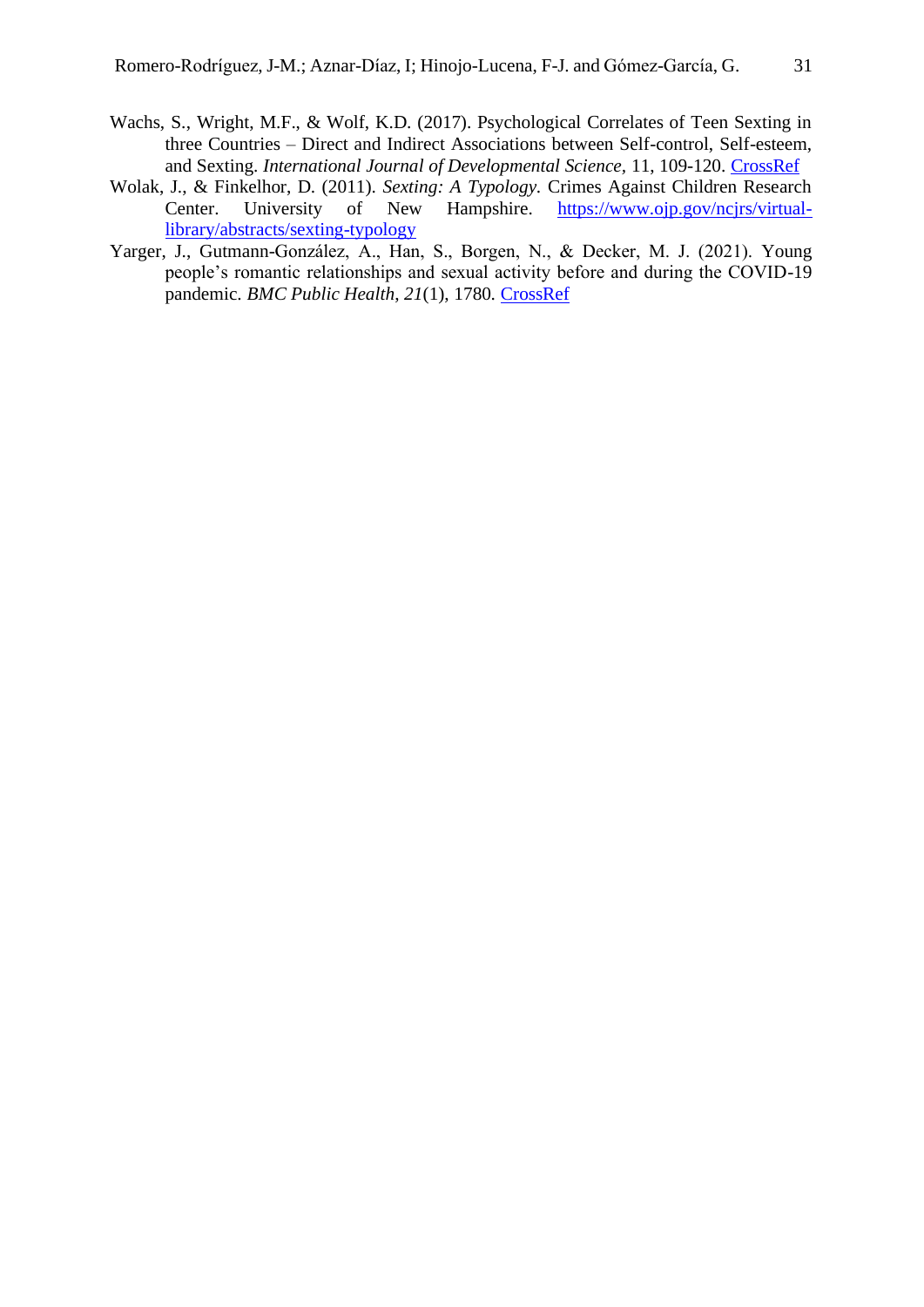Wachs, S., Wright, M.F., & Wolf, K.D. (2017). Psychological Correlates of Teen Sexting in three Countries – Direct and Indirect Associations between Self-control, Self-esteem, and Sexting. *International Journal of Developmental Science*, 11, 109-120. [CrossRef]

Wolak, J., & Finkelhor, D. (2011). *Sexting: A Typology*. Crimes Against Children Research Center. University of New Hampshire. https://www.ojp.gov/ncjrs/virtual-library/abstracts/sexting-typology

Yarger, J., Gutmann-González, A., Han, S., Borgen, N., & Decker, M. J. (2021). Young people's romantic relationships and sexual activity before and during the COVID-19 pandemic. *BMC Public Health*, *21*(1), 1780. [CrossRef]